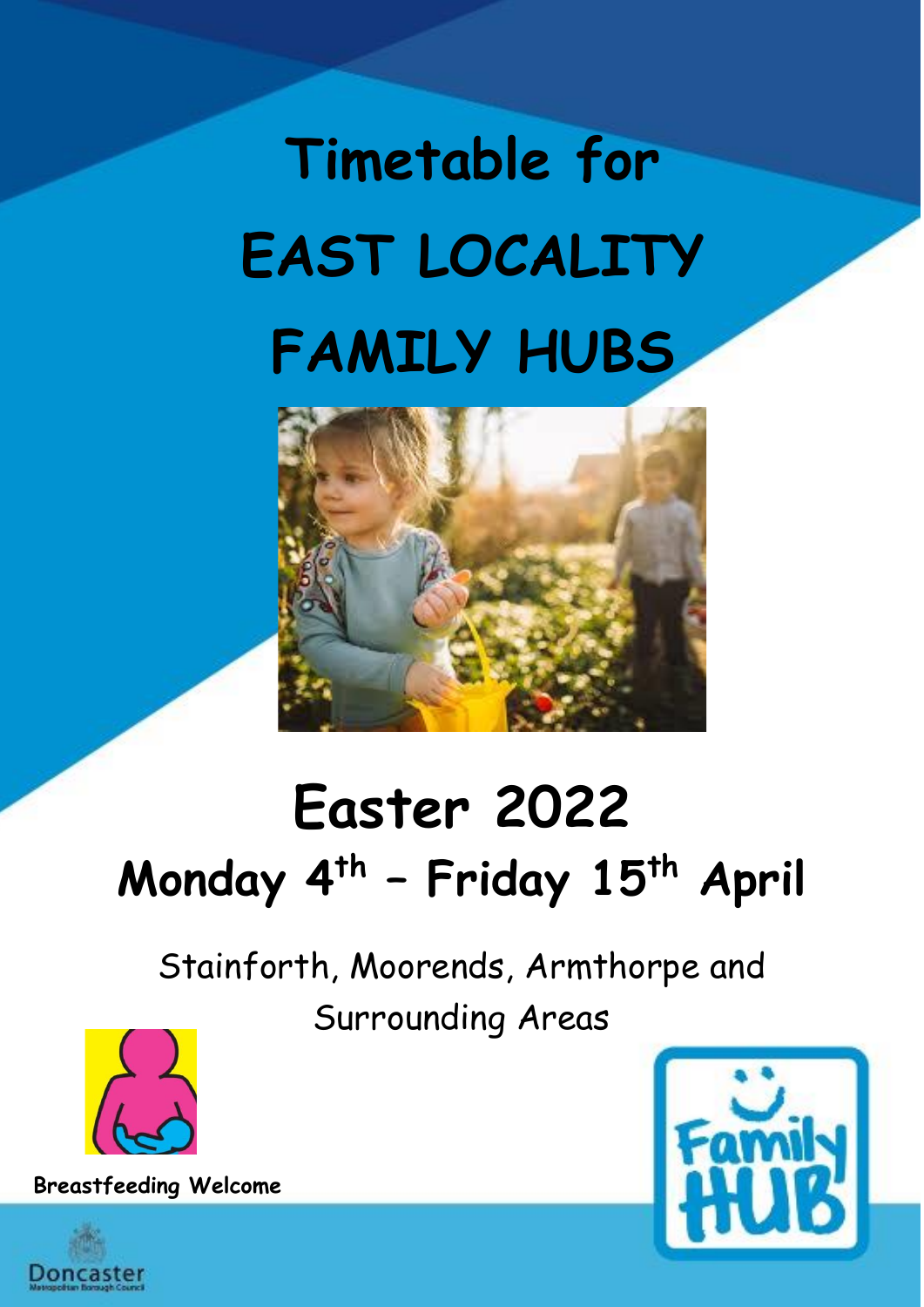# Timetable for EAST LOCALITY FAMILY HUBS

## Easter 2022

### Monday 4th – Friday 15th April

Stainforth, Moorends, Armthorpe and Surrounding Areas

**Breastfeeding Welcome**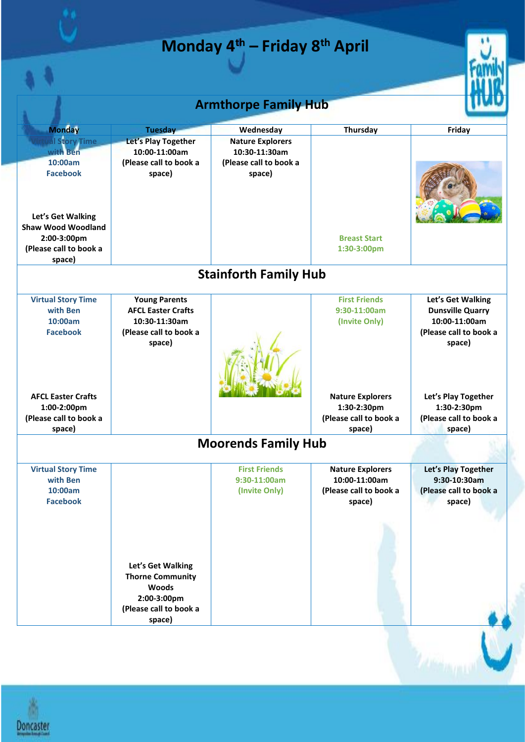# Monday 4th – Friday 8th April

## Armthorpe Family Hub

| Monday | Tuesday | Wednesday | Thursday | Friday |
|---|---|---|---|---|
| Virtual Story Time with Ben 10:00am Facebook<br><br>Let's Get Walking Shaw Wood Woodland 2:00-3:00pm (Please call to book a space) | Let's Play Together 10:00-11:00am (Please call to book a space) | Nature Explorers 10:30-11:30am (Please call to book a space) | Breast Start 1:30-3:00pm | |

## Stainforth Family Hub

| Monday | Tuesday | Wednesday | Thursday | Friday |
|---|---|---|---|---|
| Virtual Story Time with Ben 10:00am Facebook<br><br>AFCL Easter Crafts 1:00-2:00pm (Please call to book a space) | Young Parents AFCL Easter Crafts 10:30-11:30am (Please call to book a space) | | First Friends 9:30-11:00am (Invite Only)<br><br>Nature Explorers 1:30-2:30pm (Please call to book a space) | Let's Get Walking Dunsville Quarry 10:00-11:00am (Please call to book a space)<br><br>Let's Play Together 1:30-2:30pm (Please call to book a space) |

## Moorends Family Hub

| Monday | Tuesday | Wednesday | Thursday | Friday |
|---|---|---|---|---|
| Virtual Story Time with Ben 10:00am Facebook | Let's Get Walking Thorne Community Woods 2:00-3:00pm (Please call to book a space) | First Friends 9:30-11:00am (Invite Only) | Nature Explorers 10:00-11:00am (Please call to book a space) | Let's Play Together 9:30-10:30am (Please call to book a space) |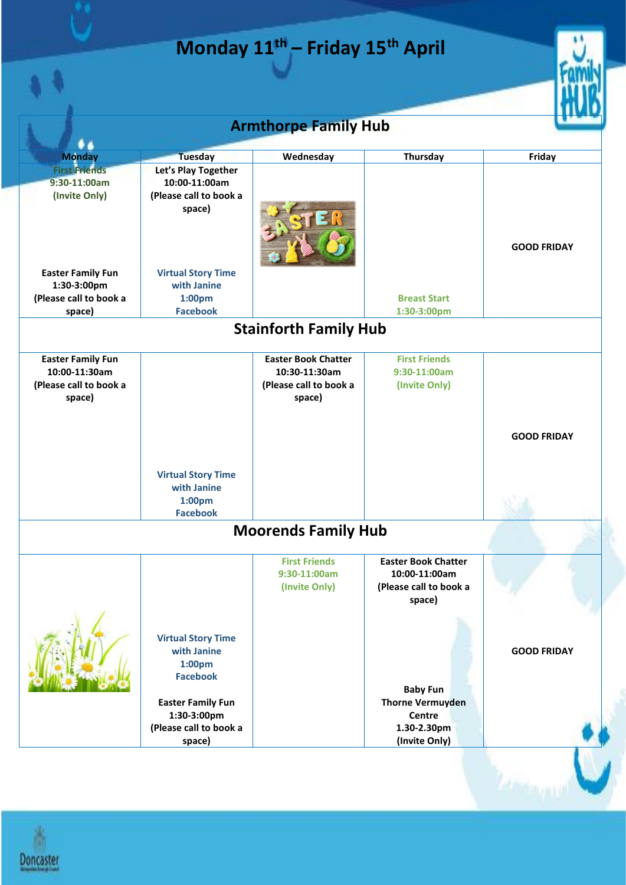# Monday 11th – Friday 15th April

## Armthorpe Family Hub

| Monday | Tuesday | Wednesday | Thursday | Friday |
|---|---|---|---|---|
| First Friends 9:30-11:00am (Invite Only)<br><br>Easter Family Fun 1:30-3:00pm (Please call to book a space) | Let's Play Together 10:00-11:00am (Please call to book a space)<br><br>Virtual Story Time with Janine 1:00pm Facebook | | Breast Start 1:30-3:00pm | GOOD FRIDAY |

## Stainforth Family Hub

| Monday | Tuesday | Wednesday | Thursday | Friday |
|---|---|---|---|---|
| Easter Family Fun 10:00-11:30am (Please call to book a space) | Virtual Story Time with Janine 1:00pm Facebook | Easter Book Chatter 10:30-11:30am (Please call to book a space) | First Friends 9:30-11:00am (Invite Only) | GOOD FRIDAY |

## Moorends Family Hub

| Monday | Tuesday | Wednesday | Thursday | Friday |
|---|---|---|---|---|
| | Virtual Story Time with Janine 1:00pm Facebook<br><br>Easter Family Fun 1:30-3:00pm (Please call to book a space) | First Friends 9:30-11:00am (Invite Only) | Easter Book Chatter 10:00-11:00am (Please call to book a space)<br><br>Baby Fun Thorne Vermuyden Centre 1.30-2.30pm (Invite Only) | GOOD FRIDAY |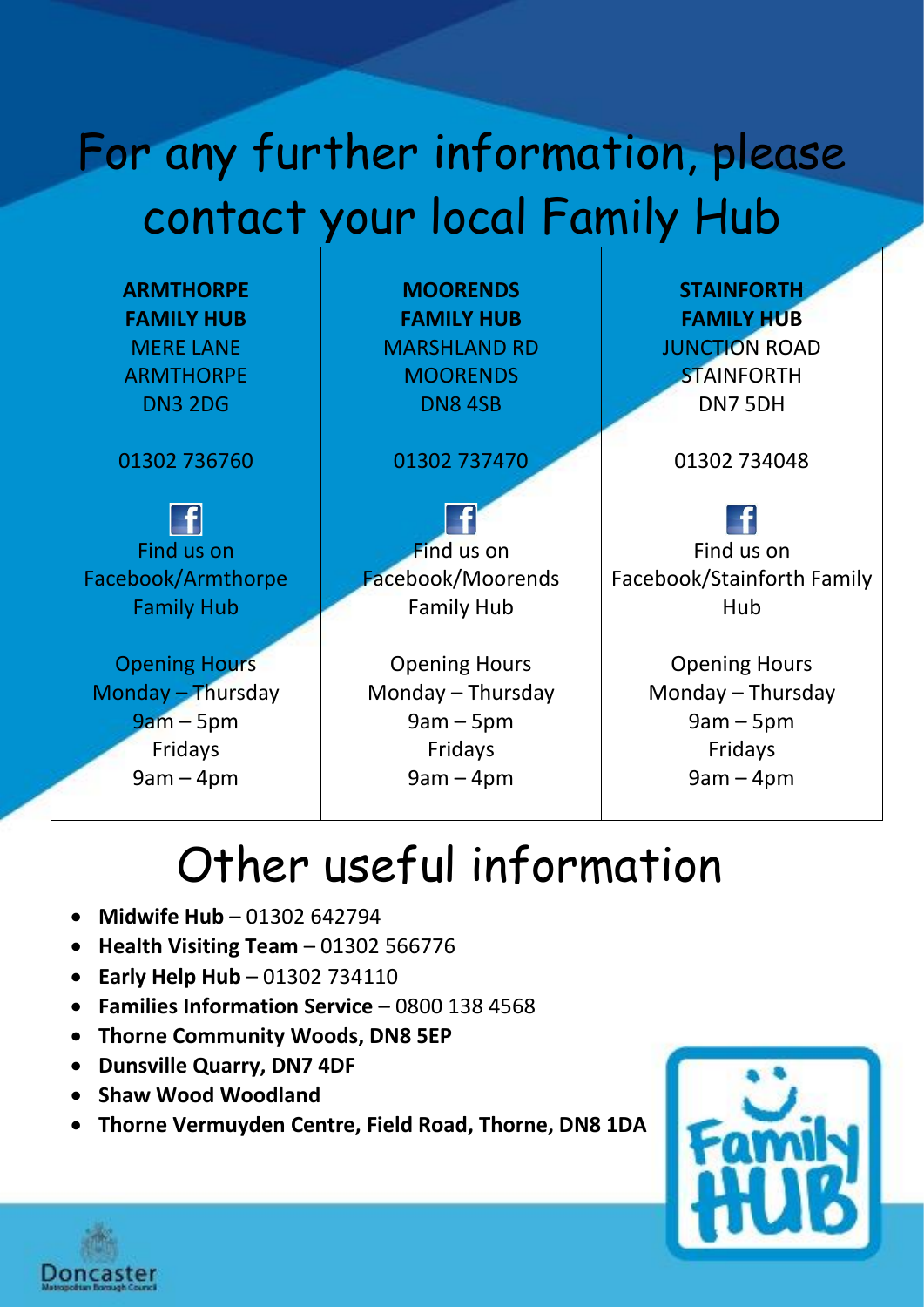# For any further information, please contact your local Family Hub

| | | |
|---|---|---|
| **ARMTHORPE FAMILY HUB**<br>MERE LANE<br>ARMTHORPE<br>DN3 2DG<br><br>01302 736760<br><br>Find us on Facebook/Armthorpe Family Hub<br><br>Opening Hours<br>Monday – Thursday<br>9am – 5pm<br>Fridays<br>9am – 4pm | **MOORENDS FAMILY HUB**<br>MARSHLAND RD<br>MOORENDS<br>DN8 4SB<br><br>01302 737470<br><br>Find us on Facebook/Moorends Family Hub<br><br>Opening Hours<br>Monday – Thursday<br>9am – 5pm<br>Fridays<br>9am – 4pm | **STAINFORTH FAMILY HUB**<br>JUNCTION ROAD<br>STAINFORTH<br>DN7 5DH<br><br>01302 734048<br><br>Find us on Facebook/Stainforth Family Hub<br><br>Opening Hours<br>Monday – Thursday<br>9am – 5pm<br>Fridays<br>9am – 4pm |

# Other useful information

- **Midwife Hub** – 01302 642794
- **Health Visiting Team** – 01302 566776
- **Early Help Hub** – 01302 734110
- **Families Information Service** – 0800 138 4568
- **Thorne Community Woods, DN8 5EP**
- **Dunsville Quarry, DN7 4DF**
- **Shaw Wood Woodland**
- **Thorne Vermuyden Centre, Field Road, Thorne, DN8 1DA**

Family HUB

Doncaster Metropolitan Borough Council